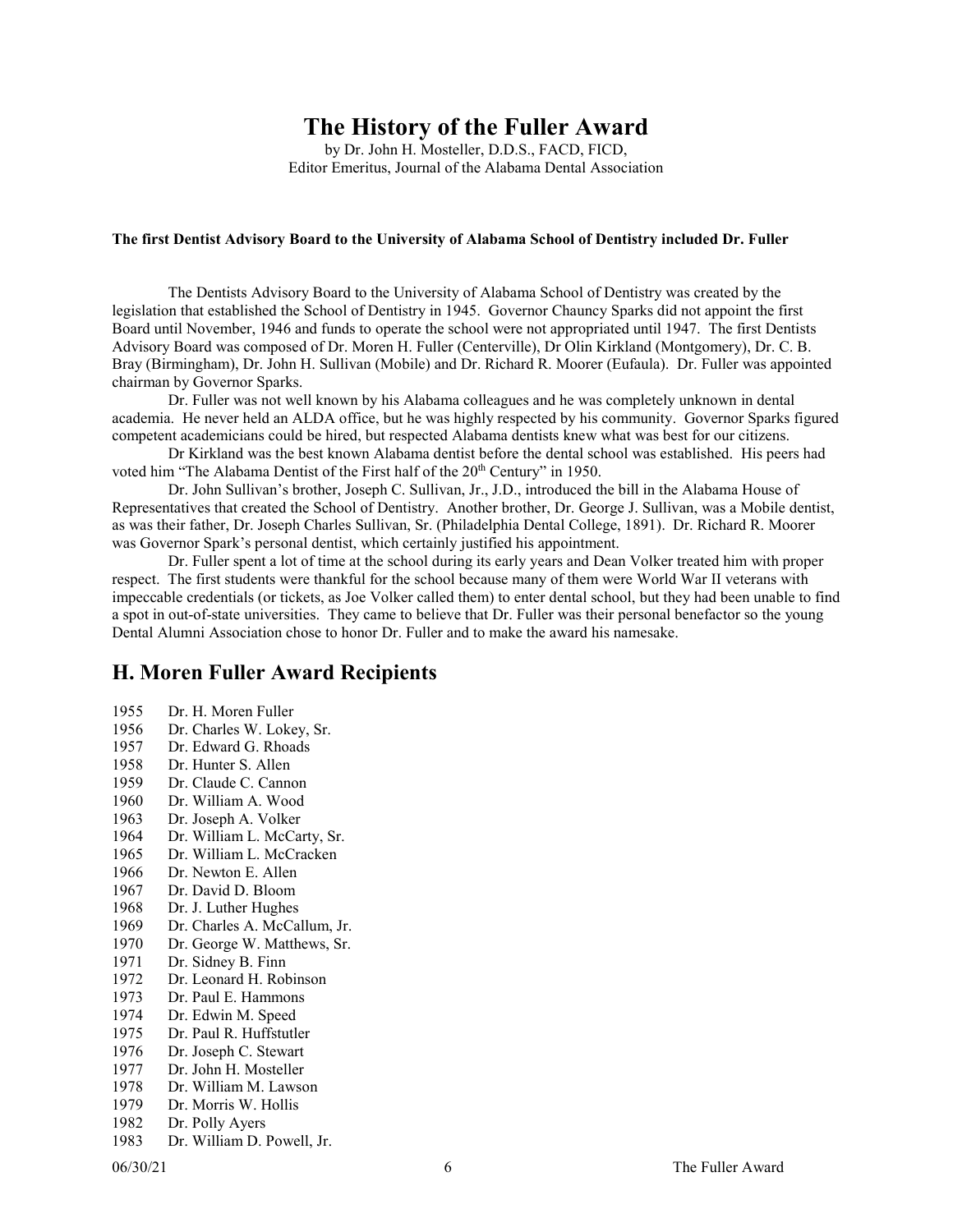# The History of the Fuller Award

by Dr. John H. Mosteller, D.D.S., FACD, FICD,
Editor Emeritus, Journal of the Alabama Dental Association

**The first Dentist Advisory Board to the University of Alabama School of Dentistry included Dr. Fuller**

The Dentists Advisory Board to the University of Alabama School of Dentistry was created by the legislation that established the School of Dentistry in 1945. Governor Chauncy Sparks did not appoint the first Board until November, 1946 and funds to operate the school were not appropriated until 1947. The first Dentists Advisory Board was composed of Dr. Moren H. Fuller (Centerville), Dr Olin Kirkland (Montgomery), Dr. C. B. Bray (Birmingham), Dr. John H. Sullivan (Mobile) and Dr. Richard R. Moorer (Eufaula). Dr. Fuller was appointed chairman by Governor Sparks.

Dr. Fuller was not well known by his Alabama colleagues and he was completely unknown in dental academia. He never held an ALDA office, but he was highly respected by his community. Governor Sparks figured competent academicians could be hired, but respected Alabama dentists knew what was best for our citizens.

Dr Kirkland was the best known Alabama dentist before the dental school was established. His peers had voted him "The Alabama Dentist of the First half of the 20th Century" in 1950.

Dr. John Sullivan's brother, Joseph C. Sullivan, Jr., J.D., introduced the bill in the Alabama House of Representatives that created the School of Dentistry. Another brother, Dr. George J. Sullivan, was a Mobile dentist, as was their father, Dr. Joseph Charles Sullivan, Sr. (Philadelphia Dental College, 1891). Dr. Richard R. Moorer was Governor Spark's personal dentist, which certainly justified his appointment.

Dr. Fuller spent a lot of time at the school during its early years and Dean Volker treated him with proper respect. The first students were thankful for the school because many of them were World War II veterans with impeccable credentials (or tickets, as Joe Volker called them) to enter dental school, but they had been unable to find a spot in out-of-state universities. They came to believe that Dr. Fuller was their personal benefactor so the young Dental Alumni Association chose to honor Dr. Fuller and to make the award his namesake.

## H. Moren Fuller Award Recipients

1955 Dr. H. Moren Fuller
1956 Dr. Charles W. Lokey, Sr.
1957 Dr. Edward G. Rhoads
1958 Dr. Hunter S. Allen
1959 Dr. Claude C. Cannon
1960 Dr. William A. Wood
1963 Dr. Joseph A. Volker
1964 Dr. William L. McCarty, Sr.
1965 Dr. William L. McCracken
1966 Dr. Newton E. Allen
1967 Dr. David D. Bloom
1968 Dr. J. Luther Hughes
1969 Dr. Charles A. McCallum, Jr.
1970 Dr. George W. Matthews, Sr.
1971 Dr. Sidney B. Finn
1972 Dr. Leonard H. Robinson
1973 Dr. Paul E. Hammons
1974 Dr. Edwin M. Speed
1975 Dr. Paul R. Huffstutler
1976 Dr. Joseph C. Stewart
1977 Dr. John H. Mosteller
1978 Dr. William M. Lawson
1979 Dr. Morris W. Hollis
1982 Dr. Polly Ayers
1983 Dr. William D. Powell, Jr.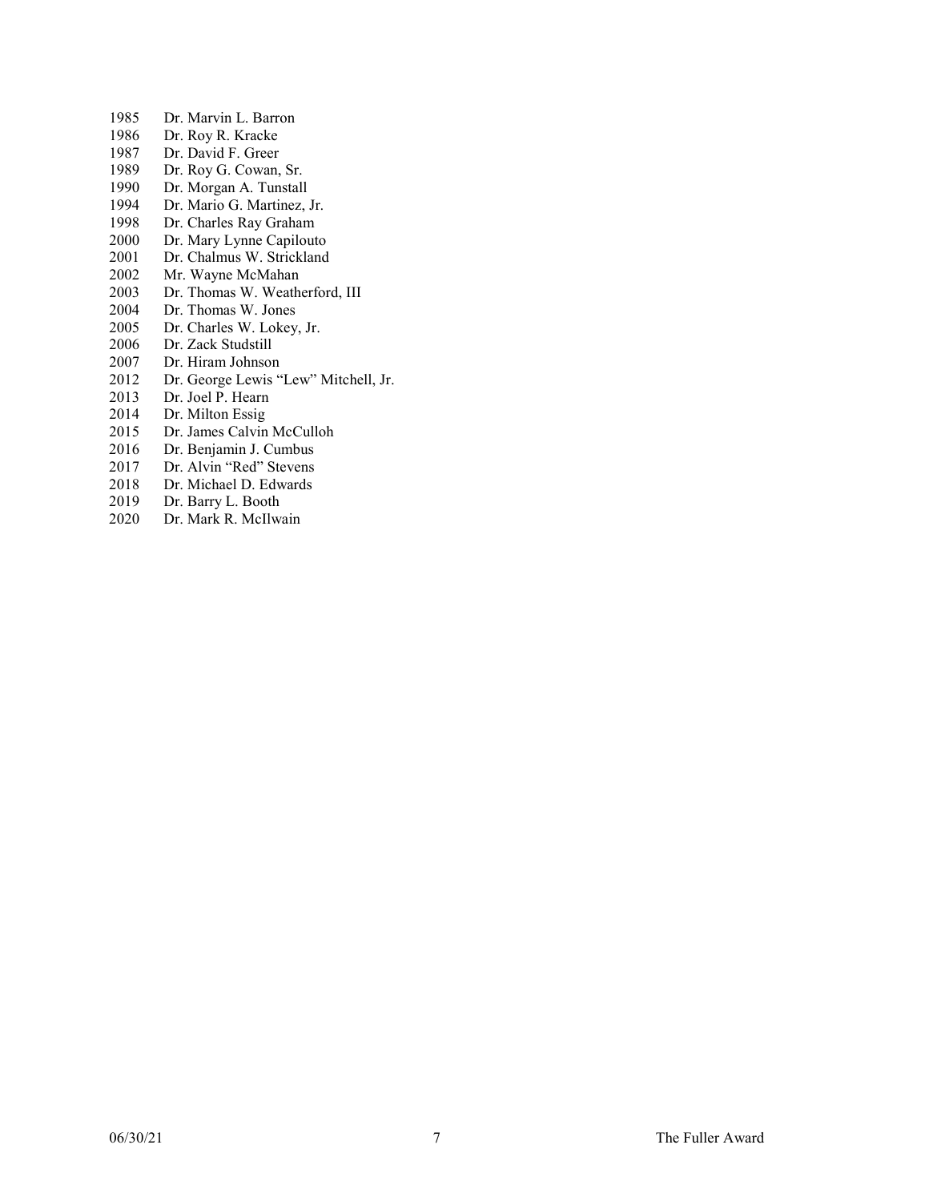| | |
|---|---|
| 1985 | Dr. Marvin L. Barron |
| 1986 | Dr. Roy R. Kracke |
| 1987 | Dr. David F. Greer |
| 1989 | Dr. Roy G. Cowan, Sr. |
| 1990 | Dr. Morgan A. Tunstall |
| 1994 | Dr. Mario G. Martinez, Jr. |
| 1998 | Dr. Charles Ray Graham |
| 2000 | Dr. Mary Lynne Capilouto |
| 2001 | Dr. Chalmus W. Strickland |
| 2002 | Mr. Wayne McMahan |
| 2003 | Dr. Thomas W. Weatherford, III |
| 2004 | Dr. Thomas W. Jones |
| 2005 | Dr. Charles W. Lokey, Jr. |
| 2006 | Dr. Zack Studstill |
| 2007 | Dr. Hiram Johnson |
| 2012 | Dr. George Lewis "Lew" Mitchell, Jr. |
| 2013 | Dr. Joel P. Hearn |
| 2014 | Dr. Milton Essig |
| 2015 | Dr. James Calvin McCulloh |
| 2016 | Dr. Benjamin J. Cumbus |
| 2017 | Dr. Alvin "Red" Stevens |
| 2018 | Dr. Michael D. Edwards |
| 2019 | Dr. Barry L. Booth |
| 2020 | Dr. Mark R. McIlwain |